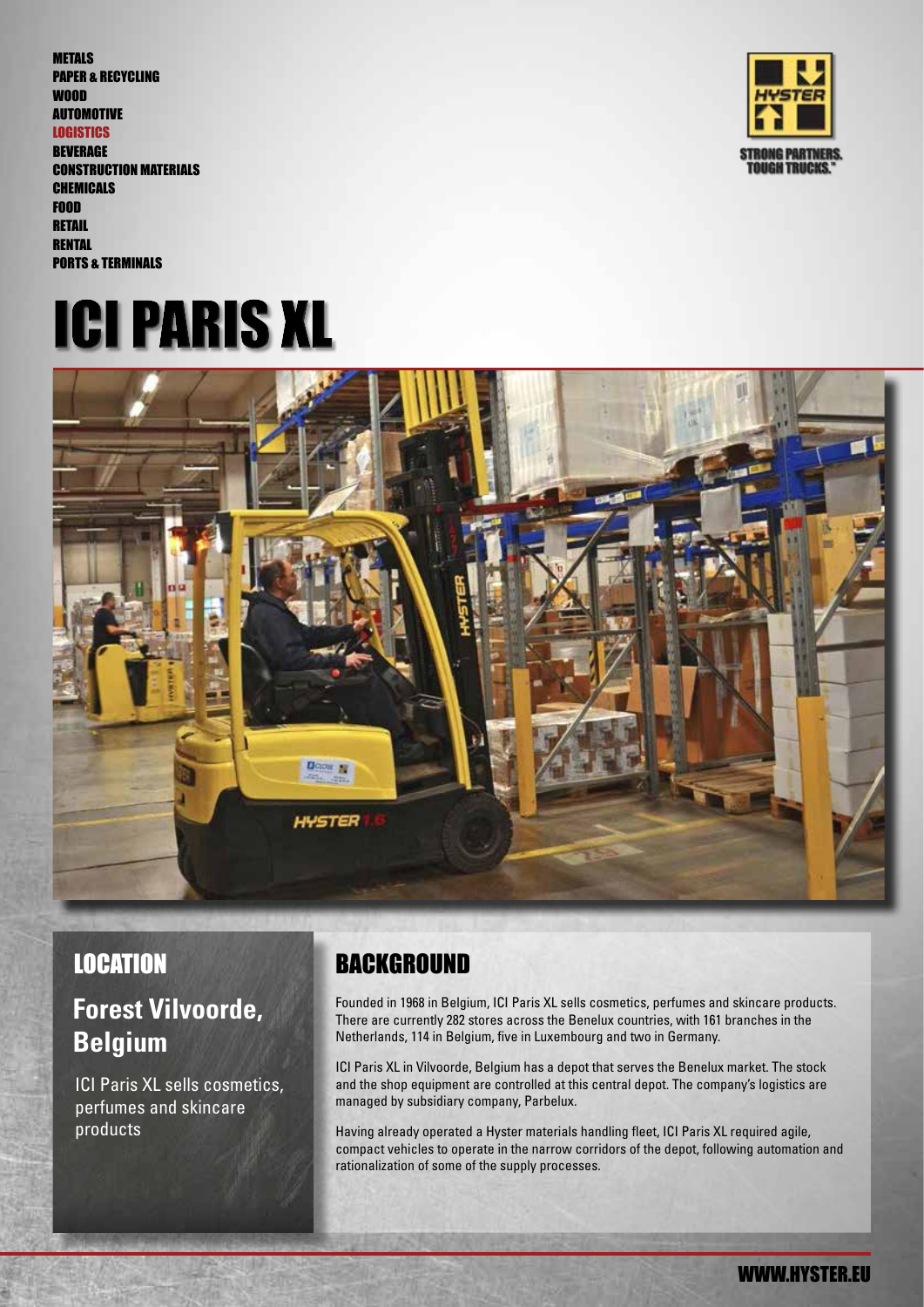METALS
PAPER & RECYCLING
WOOD
AUTOMOTIVE
LOGISTICS
BEVERAGE
CONSTRUCTION MATERIALS
CHEMICALS
FOOD
RETAIL
RENTAL
PORTS & TERMINALS

STRONG PARTNERS. TOUGH TRUCKS.™

# ICI PARIS XL

## LOCATION

### Forest Vilvoorde, Belgium

ICI Paris XL sells cosmetics, perfumes and skincare products

## BACKGROUND

Founded in 1968 in Belgium, ICI Paris XL sells cosmetics, perfumes and skincare products. There are currently 282 stores across the Benelux countries, with 161 branches in the Netherlands, 114 in Belgium, five in Luxembourg and two in Germany.

ICI Paris XL in Vilvoorde, Belgium has a depot that serves the Benelux market. The stock and the shop equipment are controlled at this central depot. The company's logistics are managed by subsidiary company, Parbelux.

Having already operated a Hyster materials handling fleet, ICI Paris XL required agile, compact vehicles to operate in the narrow corridors of the depot, following automation and rationalization of some of the supply processes.

WWW.HYSTER.EU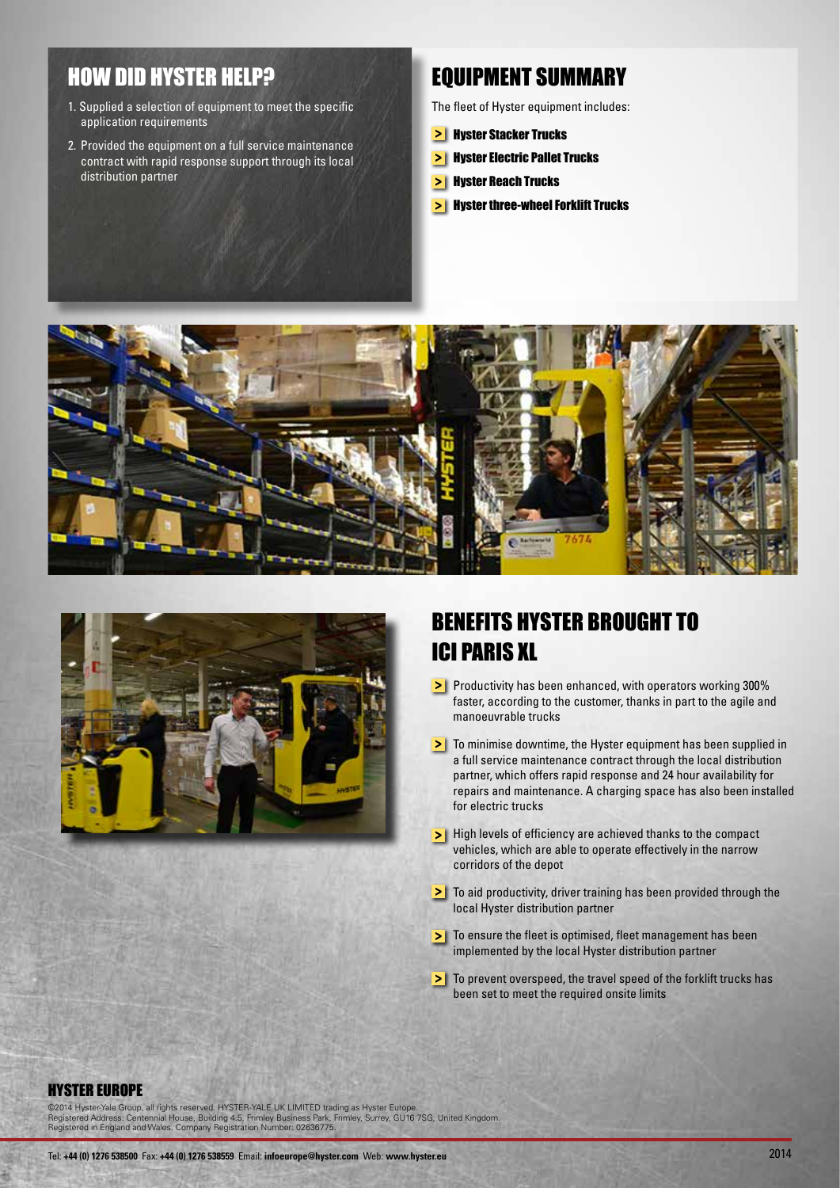## HOW DID HYSTER HELP?

1. Supplied a selection of equipment to meet the specific application requirements
2. Provided the equipment on a full service maintenance contract with rapid response support through its local distribution partner

## EQUIPMENT SUMMARY

The fleet of Hyster equipment includes:

- **Hyster Stacker Trucks**
- **Hyster Electric Pallet Trucks**
- **Hyster Reach Trucks**
- **Hyster three-wheel Forklift Trucks**

## BENEFITS HYSTER BROUGHT TO ICI PARIS XL

- Productivity has been enhanced, with operators working 300% faster, according to the customer, thanks in part to the agile and manoeuvrable trucks
- To minimise downtime, the Hyster equipment has been supplied in a full service maintenance contract through the local distribution partner, which offers rapid response and 24 hour availability for repairs and maintenance. A charging space has also been installed for electric trucks
- High levels of efficiency are achieved thanks to the compact vehicles, which are able to operate effectively in the narrow corridors of the depot
- To aid productivity, driver training has been provided through the local Hyster distribution partner
- To ensure the fleet is optimised, fleet management has been implemented by the local Hyster distribution partner
- To prevent overspeed, the travel speed of the forklift trucks has been set to meet the required onsite limits

**HYSTER EUROPE**

©2014 Hyster-Yale Group, all rights reserved. HYSTER-YALE UK LIMITED trading as Hyster Europe.
Registered Address: Centennial House, Building 4.5, Frimley Business Park, Frimley, Surrey, GU16 7SG, United Kingdom.
Registered in England and Wales. Company Registration Number: 02636775.

Tel: **+44 (0) 1276 538500** Fax: **+44 (0) 1276 538559** Email: **infoeurope@hyster.com** Web: **www.hyster.eu**

2014